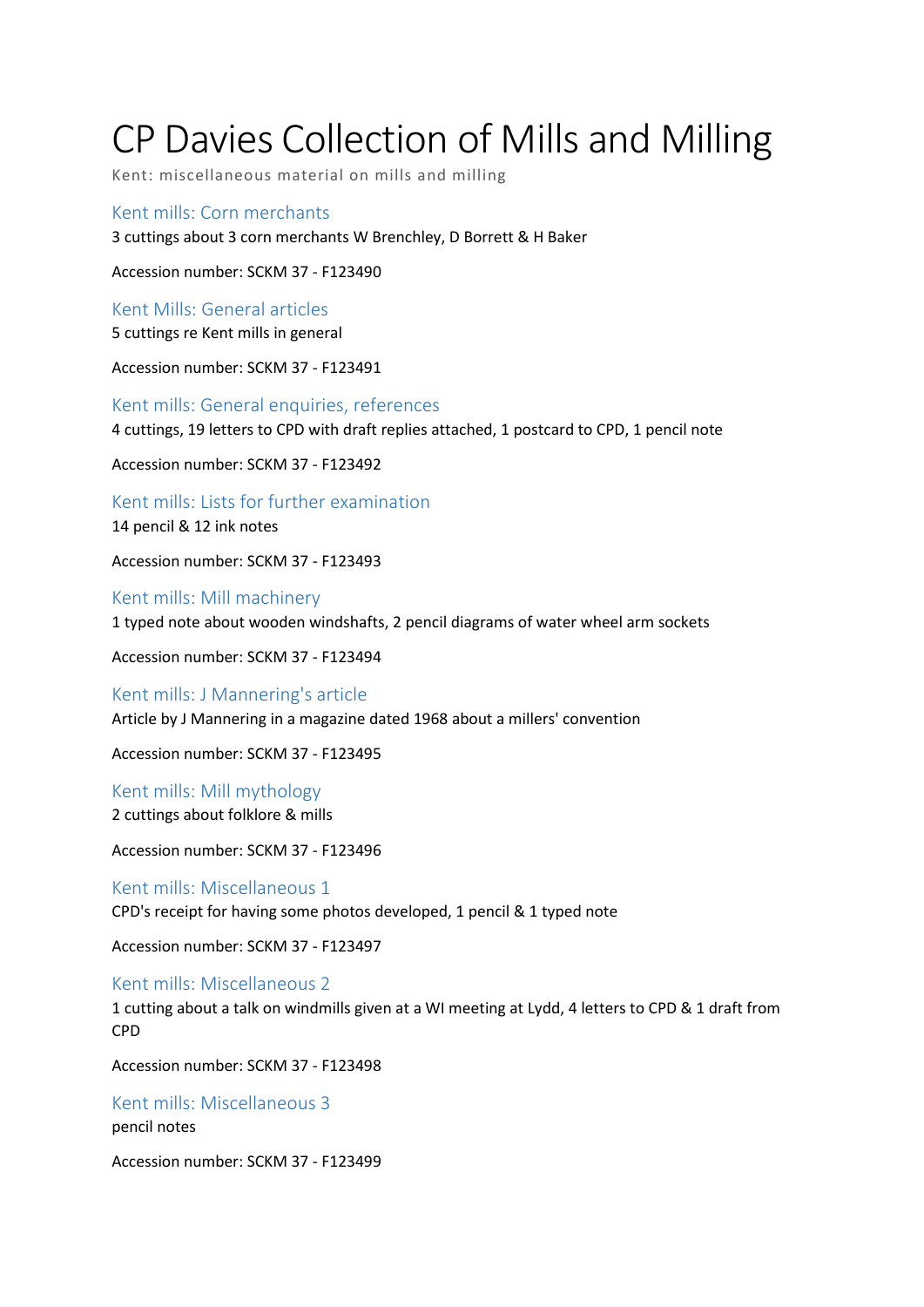# CP Davies Collection of Mills and Milling

Kent: miscellaneous material on mills and milling

## Kent mills: Corn merchants

3 cuttings about 3 corn merchants W Brenchley, D Borrett & H Baker

Accession number: SCKM 37 - F123490

## Kent Mills: General articles

5 cuttings re Kent mills in general

Accession number: SCKM 37 - F123491

## Kent mills: General enquiries, references

4 cuttings, 19 letters to CPD with draft replies attached, 1 postcard to CPD, 1 pencil note

Accession number: SCKM 37 - F123492

## Kent mills: Lists for further examination

14 pencil & 12 ink notes

Accession number: SCKM 37 - F123493

## Kent mills: Mill machinery

1 typed note about wooden windshafts, 2 pencil diagrams of water wheel arm sockets

Accession number: SCKM 37 - F123494

## Kent mills: J Mannering's article

Article by J Mannering in a magazine dated 1968 about a millers' convention

Accession number: SCKM 37 - F123495

## Kent mills: Mill mythology

2 cuttings about folklore & mills

Accession number: SCKM 37 - F123496

## Kent mills: Miscellaneous 1

CPD's receipt for having some photos developed, 1 pencil & 1 typed note

Accession number: SCKM 37 - F123497

## Kent mills: Miscellaneous 2

1 cutting about a talk on windmills given at a WI meeting at Lydd, 4 letters to CPD & 1 draft from CPD

Accession number: SCKM 37 - F123498

## Kent mills: Miscellaneous 3

pencil notes

Accession number: SCKM 37 - F123499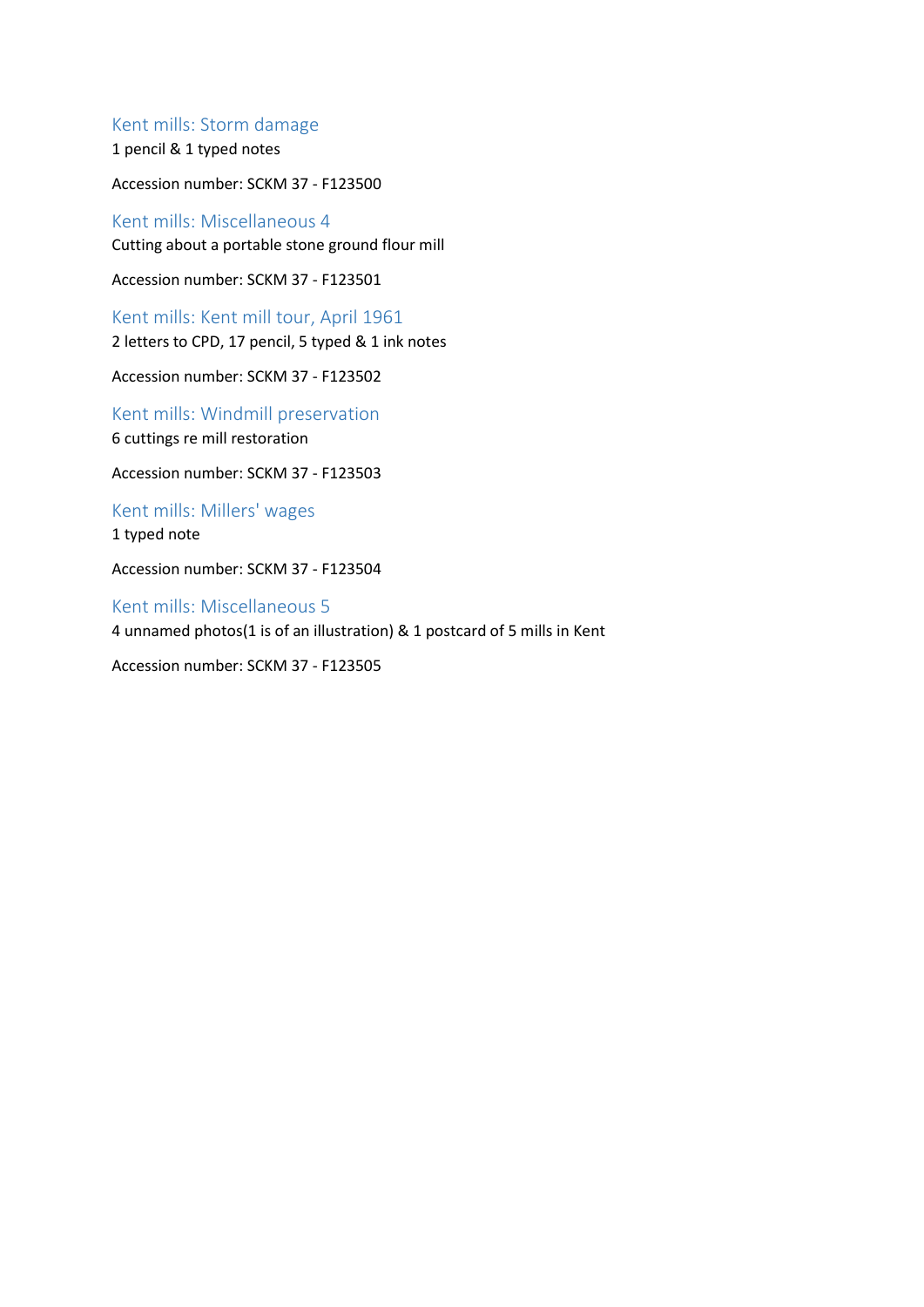## Kent mills: Storm damage

1 pencil & 1 typed notes

Accession number: SCKM 37 - F123500

## Kent mills: Miscellaneous 4

Cutting about a portable stone ground flour mill

Accession number: SCKM 37 - F123501

## Kent mills: Kent mill tour, April 1961

2 letters to CPD, 17 pencil, 5 typed & 1 ink notes

Accession number: SCKM 37 - F123502

## Kent mills: Windmill preservation

6 cuttings re mill restoration

Accession number: SCKM 37 - F123503

## Kent mills: Millers' wages

1 typed note

Accession number: SCKM 37 - F123504

## Kent mills: Miscellaneous 5

4 unnamed photos(1 is of an illustration) & 1 postcard of 5 mills in Kent

Accession number: SCKM 37 - F123505